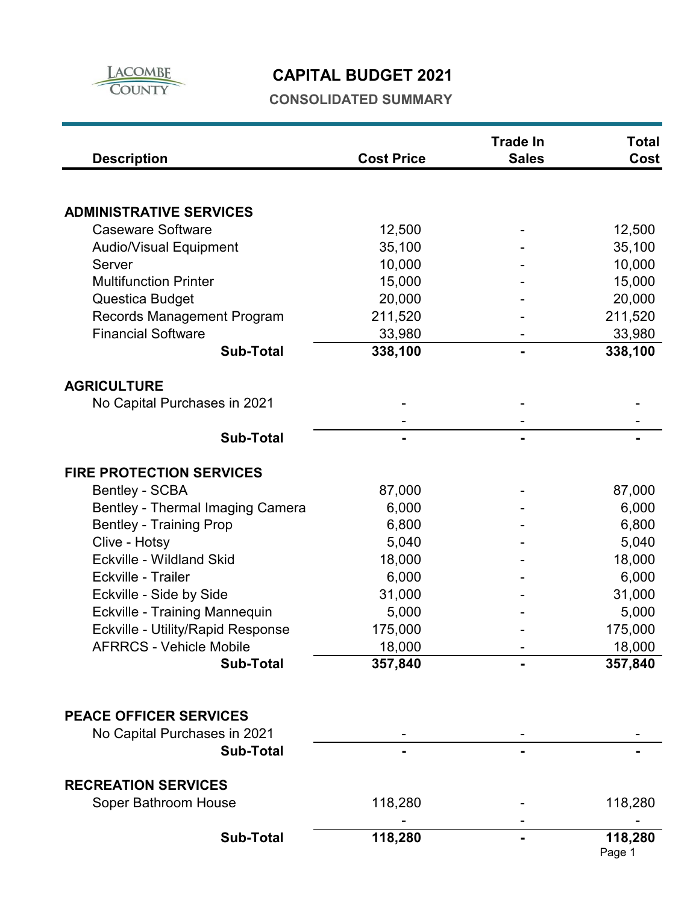LACOMBE COUNTY

# CAPITAL BUDGET 2021

## CONSOLIDATED SUMMARY

| Description | Cost Price | Trade In Sales | Total Cost |
|---|---|---|---|
| **ADMINISTRATIVE SERVICES** | | | |
| Caseware Software | 12,500 | - | 12,500 |
| Audio/Visual Equipment | 35,100 | - | 35,100 |
| Server | 10,000 | - | 10,000 |
| Multifunction Printer | 15,000 | - | 15,000 |
| Questica Budget | 20,000 | - | 20,000 |
| Records Management Program | 211,520 | - | 211,520 |
| Financial Software | 33,980 | - | 33,980 |
| **Sub-Total** | **338,100** | **-** | **338,100** |
| **AGRICULTURE** | | | |
| No Capital Purchases in 2021 | - | - | - |
| | - | - | - |
| **Sub-Total** | **-** | **-** | **-** |
| **FIRE PROTECTION SERVICES** | | | |
| Bentley - SCBA | 87,000 | - | 87,000 |
| Bentley - Thermal Imaging Camera | 6,000 | - | 6,000 |
| Bentley - Training Prop | 6,800 | - | 6,800 |
| Clive - Hotsy | 5,040 | - | 5,040 |
| Eckville - Wildland Skid | 18,000 | - | 18,000 |
| Eckville - Trailer | 6,000 | - | 6,000 |
| Eckville - Side by Side | 31,000 | - | 31,000 |
| Eckville - Training Mannequin | 5,000 | - | 5,000 |
| Eckville - Utility/Rapid Response | 175,000 | - | 175,000 |
| AFRRCS - Vehicle Mobile | 18,000 | - | 18,000 |
| **Sub-Total** | **357,840** | **-** | **357,840** |
| **PEACE OFFICER SERVICES** | | | |
| No Capital Purchases in 2021 | - | - | - |
| **Sub-Total** | **-** | **-** | **-** |
| **RECREATION SERVICES** | | | |
| Soper Bathroom House | 118,280 | - | 118,280 |
| | - | - | - |
| **Sub-Total** | **118,280** | **-** | **118,280** |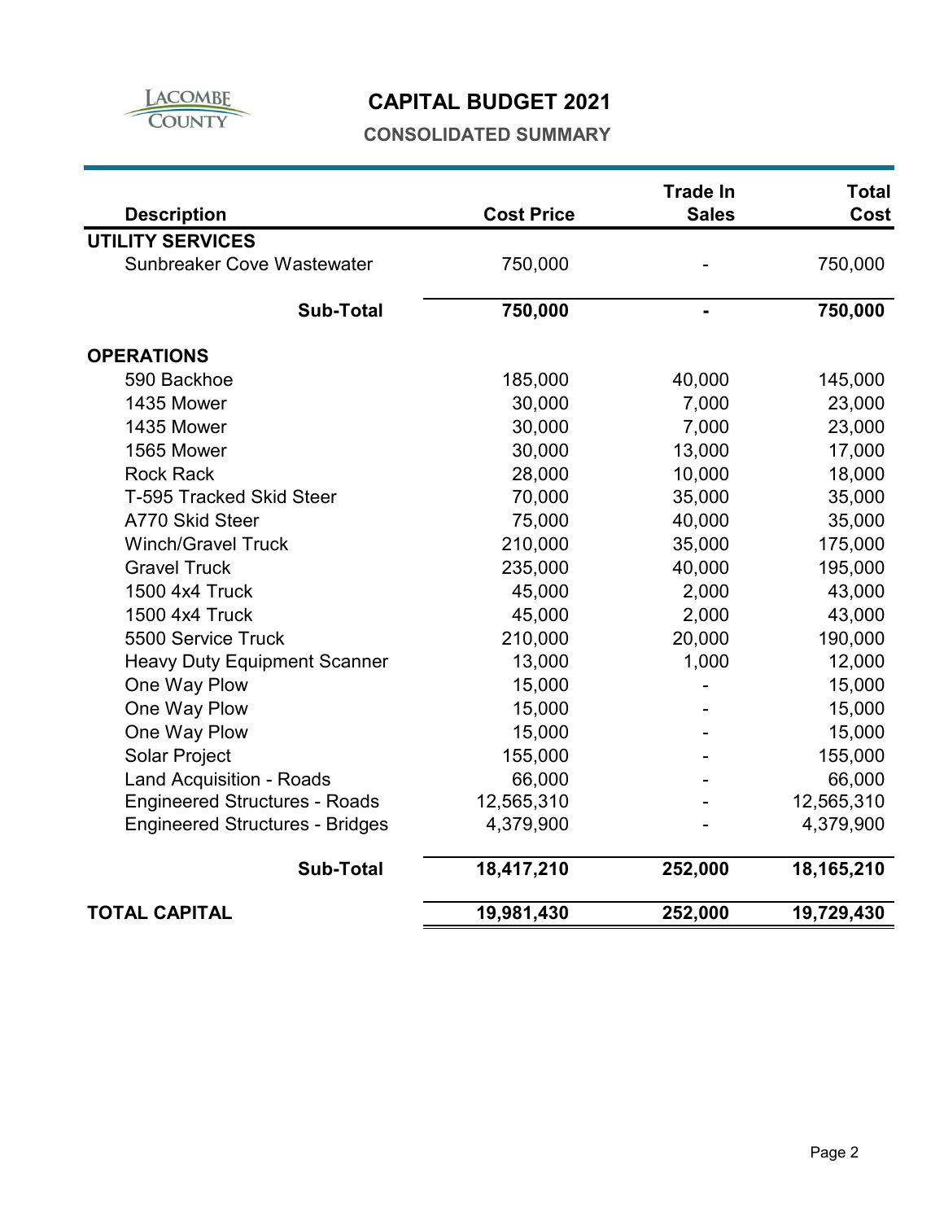# CAPITAL BUDGET 2021

## CONSOLIDATED SUMMARY

| Description | Cost Price | Trade In Sales | Total Cost |
|---|---|---|---|
| **UTILITY SERVICES** | | | |
| Sunbreaker Cove Wastewater | 750,000 | - | 750,000 |
| **Sub-Total** | **750,000** | **-** | **750,000** |
| **OPERATIONS** | | | |
| 590 Backhoe | 185,000 | 40,000 | 145,000 |
| 1435 Mower | 30,000 | 7,000 | 23,000 |
| 1435 Mower | 30,000 | 7,000 | 23,000 |
| 1565 Mower | 30,000 | 13,000 | 17,000 |
| Rock Rack | 28,000 | 10,000 | 18,000 |
| T-595 Tracked Skid Steer | 70,000 | 35,000 | 35,000 |
| A770 Skid Steer | 75,000 | 40,000 | 35,000 |
| Winch/Gravel Truck | 210,000 | 35,000 | 175,000 |
| Gravel Truck | 235,000 | 40,000 | 195,000 |
| 1500 4x4 Truck | 45,000 | 2,000 | 43,000 |
| 1500 4x4 Truck | 45,000 | 2,000 | 43,000 |
| 5500 Service Truck | 210,000 | 20,000 | 190,000 |
| Heavy Duty Equipment Scanner | 13,000 | 1,000 | 12,000 |
| One Way Plow | 15,000 | - | 15,000 |
| One Way Plow | 15,000 | - | 15,000 |
| One Way Plow | 15,000 | - | 15,000 |
| Solar Project | 155,000 | - | 155,000 |
| Land Acquisition - Roads | 66,000 | - | 66,000 |
| Engineered Structures - Roads | 12,565,310 | - | 12,565,310 |
| Engineered Structures - Bridges | 4,379,900 | - | 4,379,900 |
| **Sub-Total** | **18,417,210** | **252,000** | **18,165,210** |
| **TOTAL CAPITAL** | **19,981,430** | **252,000** | **19,729,430** |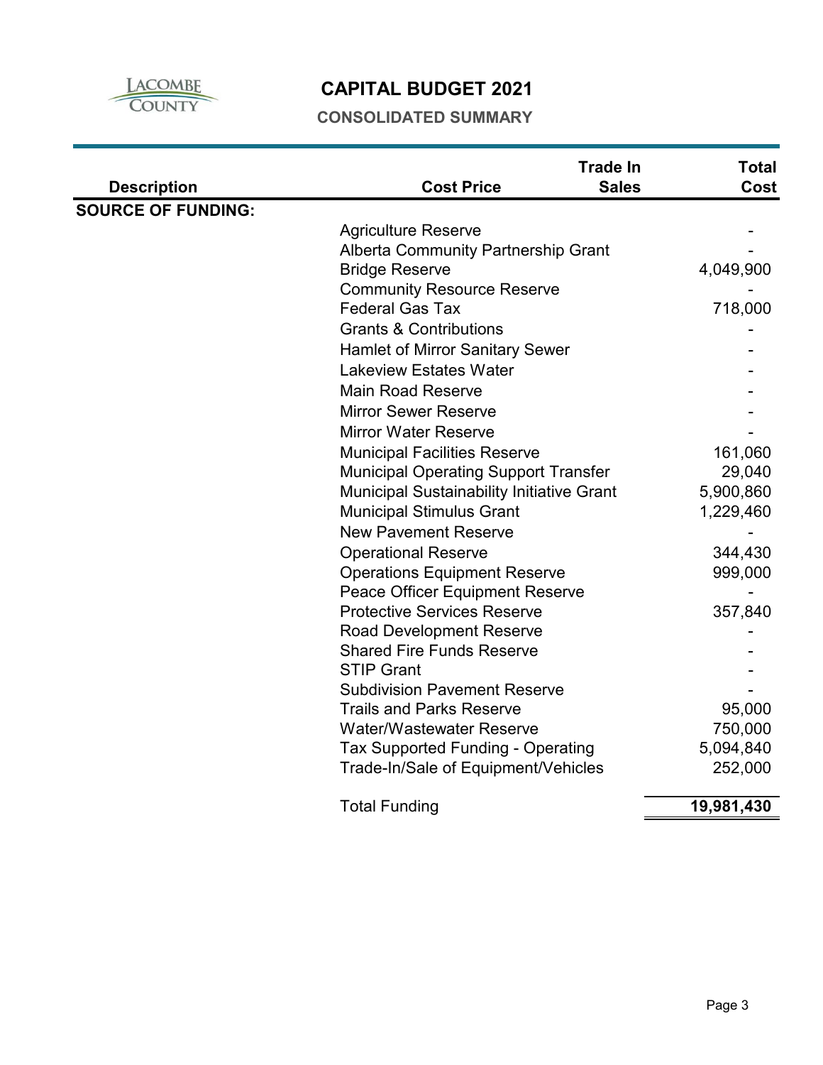# CAPITAL BUDGET 2021

## CONSOLIDATED SUMMARY

| Description | Cost Price | Trade In Sales | Total Cost |
|---|---|---|---|
| **SOURCE OF FUNDING:** | | | |
| | Agriculture Reserve | | - |
| | Alberta Community Partnership Grant | | - |
| | Bridge Reserve | | 4,049,900 |
| | Community Resource Reserve | | - |
| | Federal Gas Tax | | 718,000 |
| | Grants & Contributions | | - |
| | Hamlet of Mirror Sanitary Sewer | | - |
| | Lakeview Estates Water | | - |
| | Main Road Reserve | | - |
| | Mirror Sewer Reserve | | - |
| | Mirror Water Reserve | | - |
| | Municipal Facilities Reserve | | 161,060 |
| | Municipal Operating Support Transfer | | 29,040 |
| | Municipal Sustainability Initiative Grant | | 5,900,860 |
| | Municipal Stimulus Grant | | 1,229,460 |
| | New Pavement Reserve | | - |
| | Operational Reserve | | 344,430 |
| | Operations Equipment Reserve | | 999,000 |
| | Peace Officer Equipment Reserve | | - |
| | Protective Services Reserve | | 357,840 |
| | Road Development Reserve | | - |
| | Shared Fire Funds Reserve | | - |
| | STIP Grant | | - |
| | Subdivision Pavement Reserve | | - |
| | Trails and Parks Reserve | | 95,000 |
| | Water/Wastewater Reserve | | 750,000 |
| | Tax Supported Funding - Operating | | 5,094,840 |
| | Trade-In/Sale of Equipment/Vehicles | | 252,000 |
| | Total Funding | | **19,981,430** |